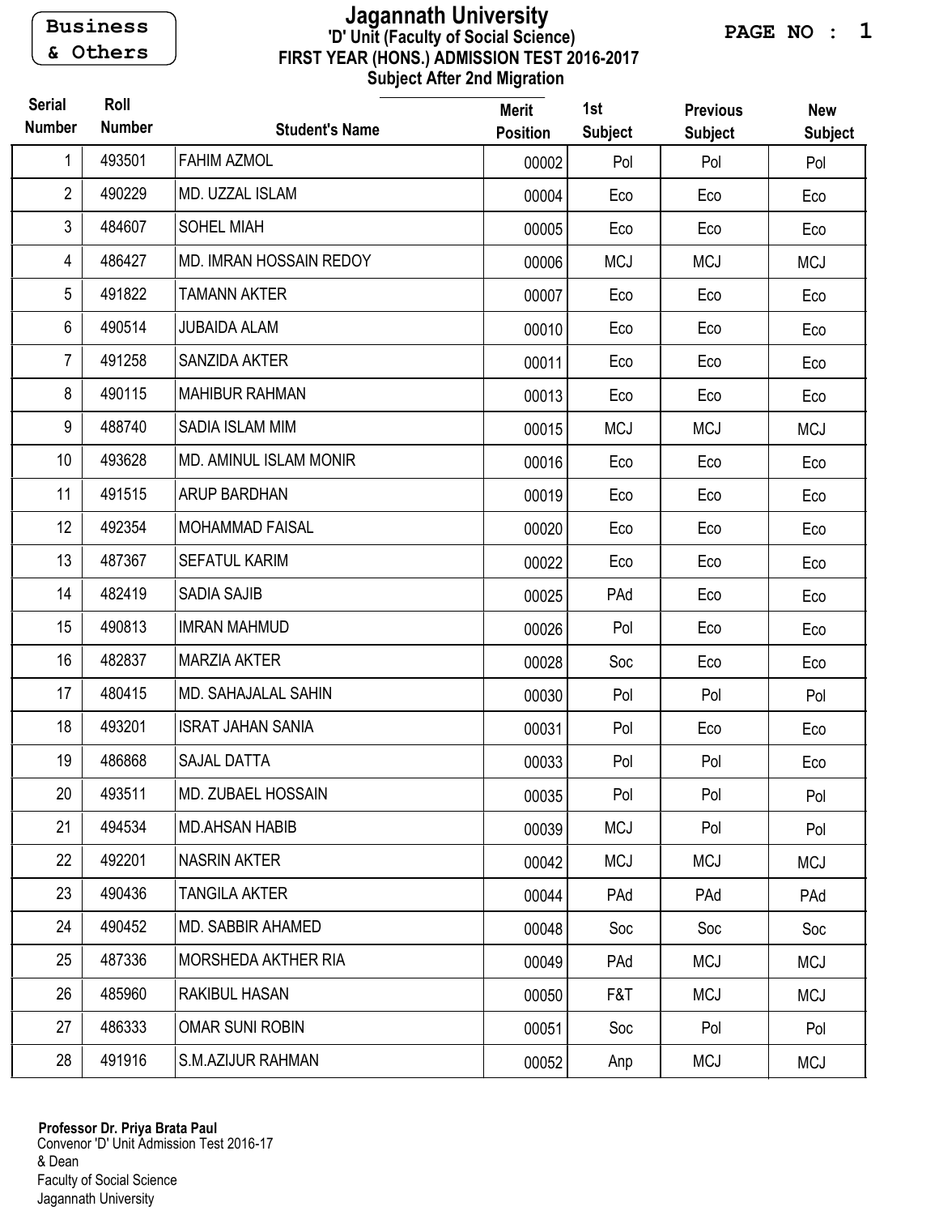Business & Others

# Jagannath University

## 'D' Unit (Faculty of Social Science)

### FIRST YEAR (HONS.) ADMISSION TEST 2016-2017

### Subject After 2nd Migration

| Serial Number | Roll Number | Student's Name | Merit Position | 1st Subject | Previous Subject | New Subject |
|---|---|---|---|---|---|---|
| 1 | 493501 | FAHIM AZMOL | 00002 | Pol | Pol | Pol |
| 2 | 490229 | MD. UZZAL ISLAM | 00004 | Eco | Eco | Eco |
| 3 | 484607 | SOHEL MIAH | 00005 | Eco | Eco | Eco |
| 4 | 486427 | MD. IMRAN HOSSAIN REDOY | 00006 | MCJ | MCJ | MCJ |
| 5 | 491822 | TAMANN AKTER | 00007 | Eco | Eco | Eco |
| 6 | 490514 | JUBAIDA ALAM | 00010 | Eco | Eco | Eco |
| 7 | 491258 | SANZIDA AKTER | 00011 | Eco | Eco | Eco |
| 8 | 490115 | MAHIBUR RAHMAN | 00013 | Eco | Eco | Eco |
| 9 | 488740 | SADIA ISLAM MIM | 00015 | MCJ | MCJ | MCJ |
| 10 | 493628 | MD. AMINUL ISLAM MONIR | 00016 | Eco | Eco | Eco |
| 11 | 491515 | ARUP BARDHAN | 00019 | Eco | Eco | Eco |
| 12 | 492354 | MOHAMMAD FAISAL | 00020 | Eco | Eco | Eco |
| 13 | 487367 | SEFATUL KARIM | 00022 | Eco | Eco | Eco |
| 14 | 482419 | SADIA SAJIB | 00025 | PAd | Eco | Eco |
| 15 | 490813 | IMRAN MAHMUD | 00026 | Pol | Eco | Eco |
| 16 | 482837 | MARZIA AKTER | 00028 | Soc | Eco | Eco |
| 17 | 480415 | MD. SAHAJALAL SAHIN | 00030 | Pol | Pol | Pol |
| 18 | 493201 | ISRAT JAHAN SANIA | 00031 | Pol | Eco | Eco |
| 19 | 486868 | SAJAL DATTA | 00033 | Pol | Pol | Eco |
| 20 | 493511 | MD. ZUBAEL HOSSAIN | 00035 | Pol | Pol | Pol |
| 21 | 494534 | MD.AHSAN HABIB | 00039 | MCJ | Pol | Pol |
| 22 | 492201 | NASRIN AKTER | 00042 | MCJ | MCJ | MCJ |
| 23 | 490436 | TANGILA AKTER | 00044 | PAd | PAd | PAd |
| 24 | 490452 | MD. SABBIR AHAMED | 00048 | Soc | Soc | Soc |
| 25 | 487336 | MORSHEDA AKTHER RIA | 00049 | PAd | MCJ | MCJ |
| 26 | 485960 | RAKIBUL HASAN | 00050 | F&T | MCJ | MCJ |
| 27 | 486333 | OMAR SUNI ROBIN | 00051 | Soc | Pol | Pol |
| 28 | 491916 | S.M.AZIJUR RAHMAN | 00052 | Anp | MCJ | MCJ |

**Professor Dr. Priya Brata Paul**
Convenor 'D' Unit Admission Test 2016-17
& Dean
Faculty of Social Science
Jagannath University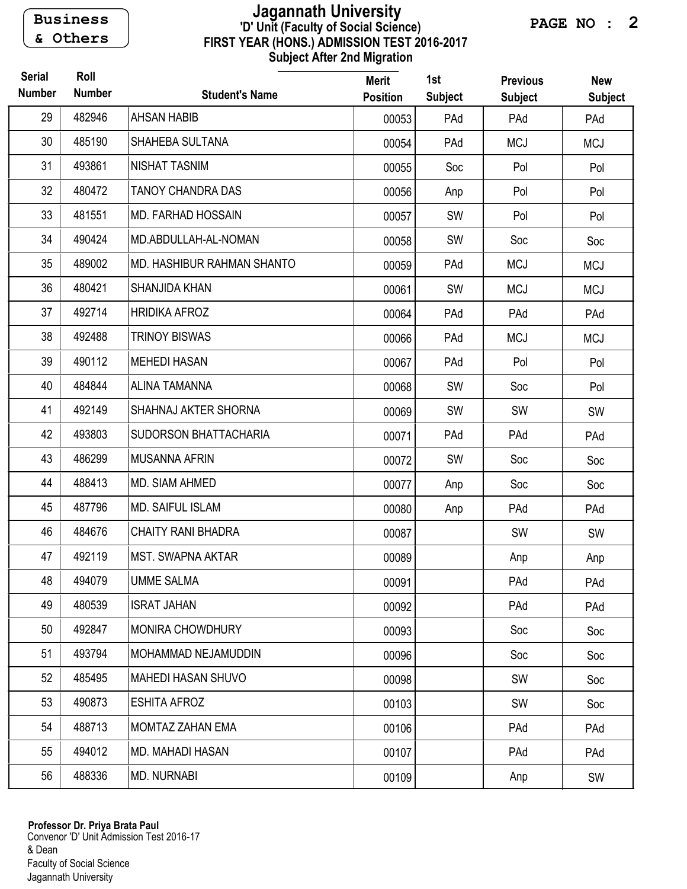Business & Others

# Jagannath University

## 'D' Unit (Faculty of Social Science)

### FIRST YEAR (HONS.) ADMISSION TEST 2016-2017

### Subject After 2nd Migration

| Serial Number | Roll Number | Student's Name | Merit Position | 1st Subject | Previous Subject | New Subject |
|---|---|---|---|---|---|---|
| 29 | 482946 | AHSAN HABIB | 00053 | PAd | PAd | PAd |
| 30 | 485190 | SHAHEBA SULTANA | 00054 | PAd | MCJ | MCJ |
| 31 | 493861 | NISHAT TASNIM | 00055 | Soc | Pol | Pol |
| 32 | 480472 | TANOY CHANDRA DAS | 00056 | Anp | Pol | Pol |
| 33 | 481551 | MD. FARHAD HOSSAIN | 00057 | SW | Pol | Pol |
| 34 | 490424 | MD.ABDULLAH-AL-NOMAN | 00058 | SW | Soc | Soc |
| 35 | 489002 | MD. HASHIBUR RAHMAN SHANTO | 00059 | PAd | MCJ | MCJ |
| 36 | 480421 | SHANJIDA KHAN | 00061 | SW | MCJ | MCJ |
| 37 | 492714 | HRIDIKA AFROZ | 00064 | PAd | PAd | PAd |
| 38 | 492488 | TRINOY BISWAS | 00066 | PAd | MCJ | MCJ |
| 39 | 490112 | MEHEDI HASAN | 00067 | PAd | Pol | Pol |
| 40 | 484844 | ALINA TAMANNA | 00068 | SW | Soc | Pol |
| 41 | 492149 | SHAHNAJ AKTER SHORNA | 00069 | SW | SW | SW |
| 42 | 493803 | SUDORSON BHATTACHARIA | 00071 | PAd | PAd | PAd |
| 43 | 486299 | MUSANNA AFRIN | 00072 | SW | Soc | Soc |
| 44 | 488413 | MD. SIAM AHMED | 00077 | Anp | Soc | Soc |
| 45 | 487796 | MD. SAIFUL ISLAM | 00080 | Anp | PAd | PAd |
| 46 | 484676 | CHAITY RANI BHADRA | 00087 | | SW | SW |
| 47 | 492119 | MST. SWAPNA AKTAR | 00089 | | Anp | Anp |
| 48 | 494079 | UMME SALMA | 00091 | | PAd | PAd |
| 49 | 480539 | ISRAT JAHAN | 00092 | | PAd | PAd |
| 50 | 492847 | MONIRA CHOWDHURY | 00093 | | Soc | Soc |
| 51 | 493794 | MOHAMMAD NEJAMUDDIN | 00096 | | Soc | Soc |
| 52 | 485495 | MAHEDI HASAN SHUVO | 00098 | | SW | Soc |
| 53 | 490873 | ESHITA AFROZ | 00103 | | SW | Soc |
| 54 | 488713 | MOMTAZ ZAHAN EMA | 00106 | | PAd | PAd |
| 55 | 494012 | MD. MAHADI HASAN | 00107 | | PAd | PAd |
| 56 | 488336 | MD. NURNABI | 00109 | | Anp | SW |

**Professor Dr. Priya Brata Paul**
Convenor 'D' Unit Admission Test 2016-17
& Dean
Faculty of Social Science
Jagannath University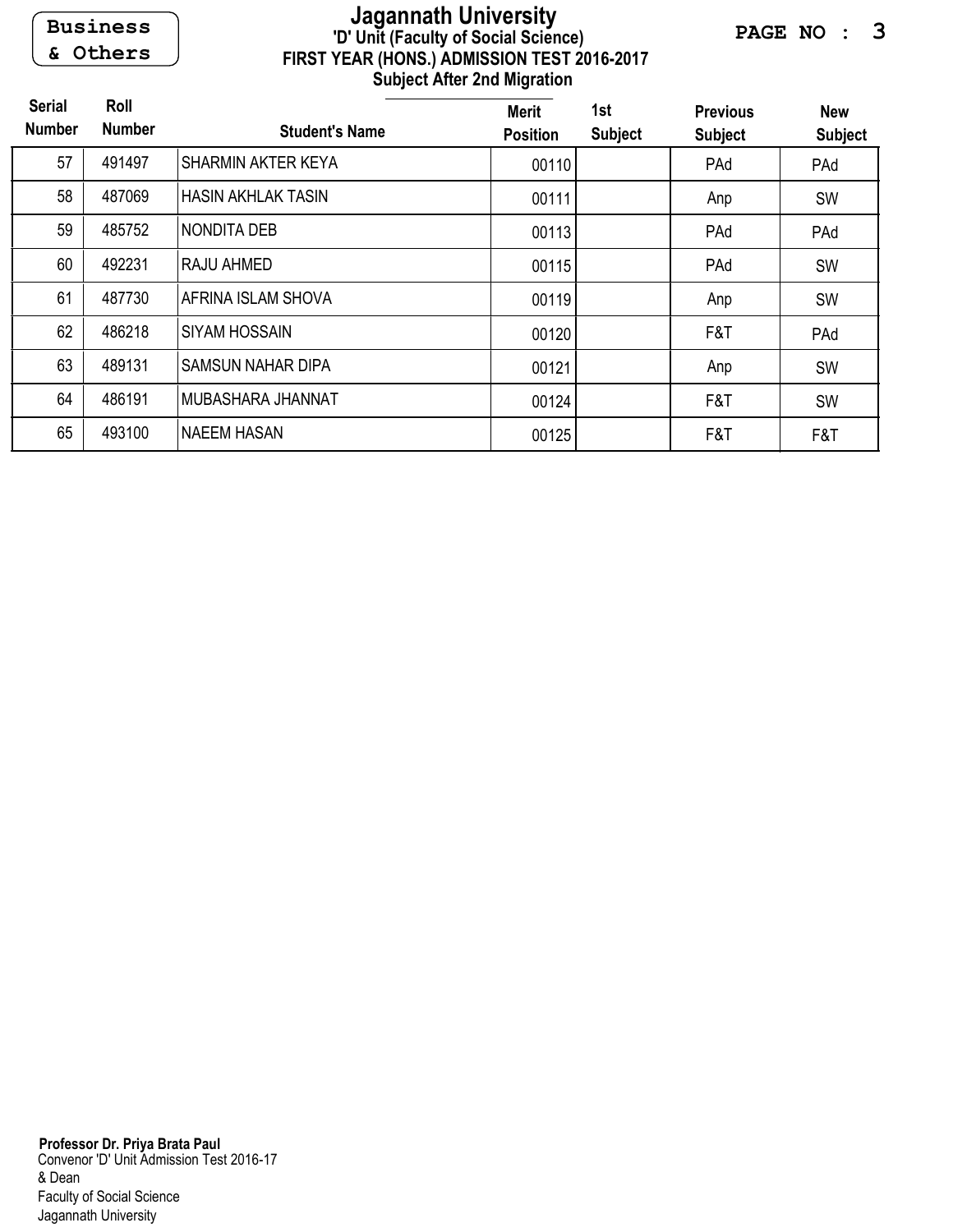Business & Others

# Jagannath University

## 'D' Unit (Faculty of Social Science)

## FIRST YEAR (HONS.) ADMISSION TEST 2016-2017

### Subject After 2nd Migration

| Serial Number | Roll Number | Student's Name | Merit Position | 1st Subject | Previous Subject | New Subject |
|---|---|---|---|---|---|---|
| 57 | 491497 | SHARMIN AKTER KEYA | 00110 | | PAd | PAd |
| 58 | 487069 | HASIN AKHLAK TASIN | 00111 | | Anp | SW |
| 59 | 485752 | NONDITA DEB | 00113 | | PAd | PAd |
| 60 | 492231 | RAJU AHMED | 00115 | | PAd | SW |
| 61 | 487730 | AFRINA ISLAM SHOVA | 00119 | | Anp | SW |
| 62 | 486218 | SIYAM HOSSAIN | 00120 | | F&T | PAd |
| 63 | 489131 | SAMSUN NAHAR DIPA | 00121 | | Anp | SW |
| 64 | 486191 | MUBASHARA JHANNAT | 00124 | | F&T | SW |
| 65 | 493100 | NAEEM HASAN | 00125 | | F&T | F&T |

**Professor Dr. Priya Brata Paul**
Convenor 'D' Unit Admission Test 2016-17
& Dean
Faculty of Social Science
Jagannath University